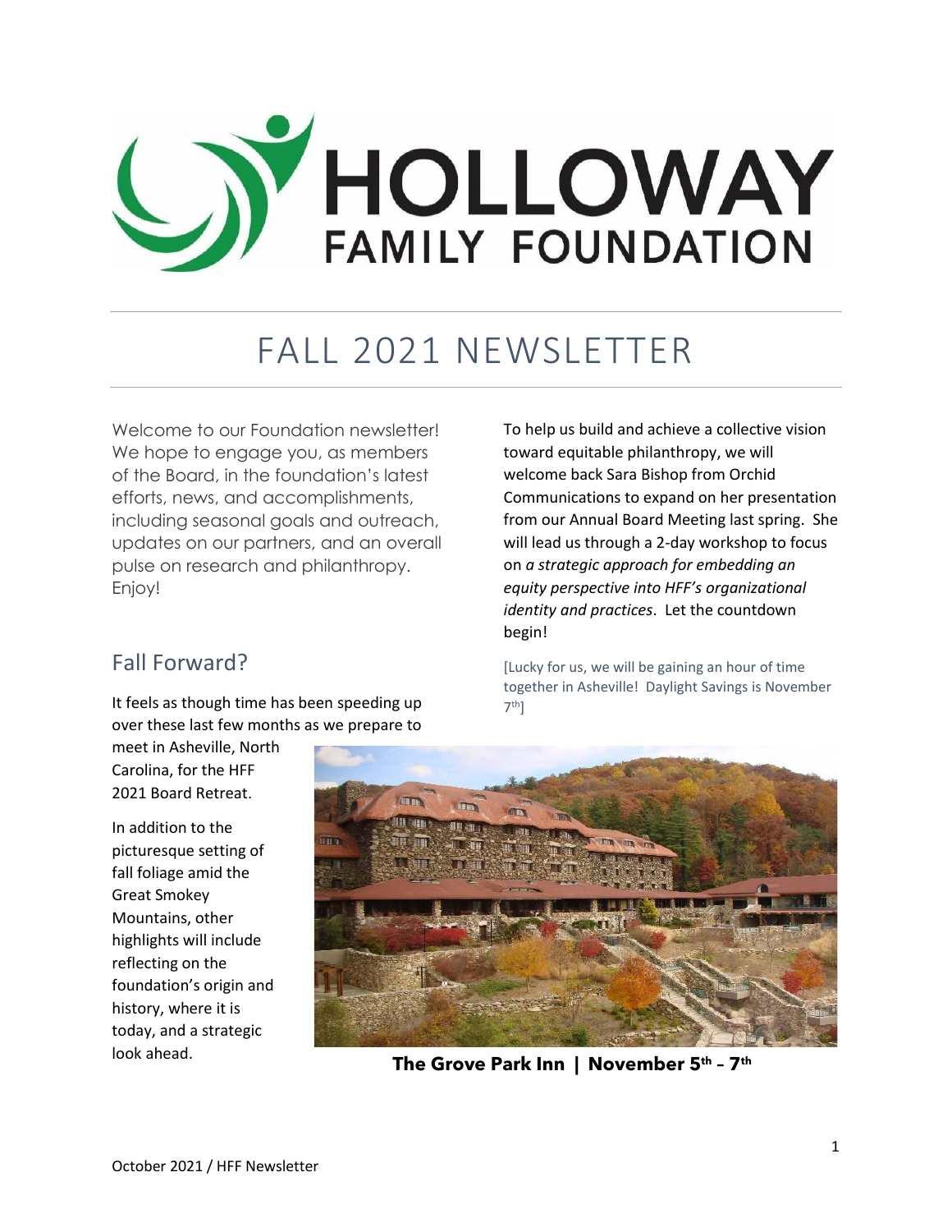# HOLLOWAY FAMILY FOUNDATION

# FALL 2021 NEWSLETTER

Welcome to our Foundation newsletter! We hope to engage you, as members of the Board, in the foundation's latest efforts, news, and accomplishments, including seasonal goals and outreach, updates on our partners, and an overall pulse on research and philanthropy. Enjoy!

## Fall Forward?

It feels as though time has been speeding up over these last few months as we prepare to meet in Asheville, North Carolina, for the HFF 2021 Board Retreat.

In addition to the picturesque setting of fall foliage amid the Great Smokey Mountains, other highlights will include reflecting on the foundation's origin and history, where it is today, and a strategic look ahead.

To help us build and achieve a collective vision toward equitable philanthropy, we will welcome back Sara Bishop from Orchid Communications to expand on her presentation from our Annual Board Meeting last spring. She will lead us through a 2-day workshop to focus on *a strategic approach for embedding an equity perspective into HFF's organizational identity and practices*. Let the countdown begin!

[Lucky for us, we will be gaining an hour of time together in Asheville! Daylight Savings is November 7th]

**The Grove Park Inn | November 5th – 7th**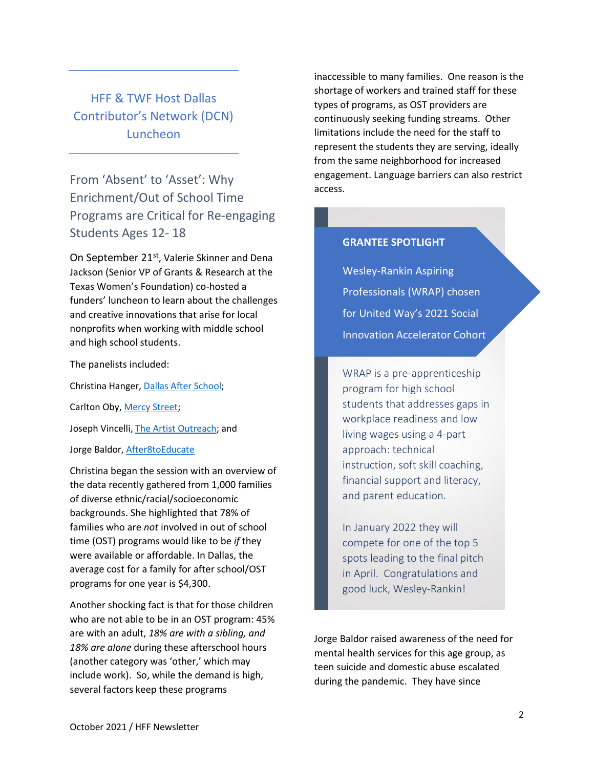## HFF & TWF Host Dallas Contributor's Network (DCN) Luncheon

### From 'Absent' to 'Asset': Why Enrichment/Out of School Time Programs are Critical for Re-engaging Students Ages 12- 18

On September 21st, Valerie Skinner and Dena Jackson (Senior VP of Grants & Research at the Texas Women's Foundation) co-hosted a funders' luncheon to learn about the challenges and creative innovations that arise for local nonprofits when working with middle school and high school students.

The panelists included:

Christina Hanger, [Dallas After School];

Carlton Oby, [Mercy Street];

Joseph Vincelli, [The Artist Outreach]; and

Jorge Baldor, [After8toEducate]

Christina began the session with an overview of the data recently gathered from 1,000 families of diverse ethnic/racial/socioeconomic backgrounds. She highlighted that 78% of families who are *not* involved in out of school time (OST) programs would like to be *if* they were available or affordable. In Dallas, the average cost for a family for after school/OST programs for one year is $4,300.

Another shocking fact is that for those children who are not able to be in an OST program: 45% are with an adult, *18% are with a sibling, and 18% are alone* during these afterschool hours (another category was 'other,' which may include work). So, while the demand is high, several factors keep these programs inaccessible to many families. One reason is the shortage of workers and trained staff for these types of programs, as OST providers are continuously seeking funding streams. Other limitations include the need for the staff to represent the students they are serving, ideally from the same neighborhood for increased engagement. Language barriers can also restrict access.

**GRANTEE SPOTLIGHT**

Wesley-Rankin Aspiring Professionals (WRAP) chosen for United Way's 2021 Social Innovation Accelerator Cohort

WRAP is a pre-apprenticeship program for high school students that addresses gaps in workplace readiness and low living wages using a 4-part approach: technical instruction, soft skill coaching, financial support and literacy, and parent education.

In January 2022 they will compete for one of the top 5 spots leading to the final pitch in April. Congratulations and good luck, Wesley-Rankin!

Jorge Baldor raised awareness of the need for mental health services for this age group, as teen suicide and domestic abuse escalated during the pandemic. They have since

October 2021 / HFF Newsletter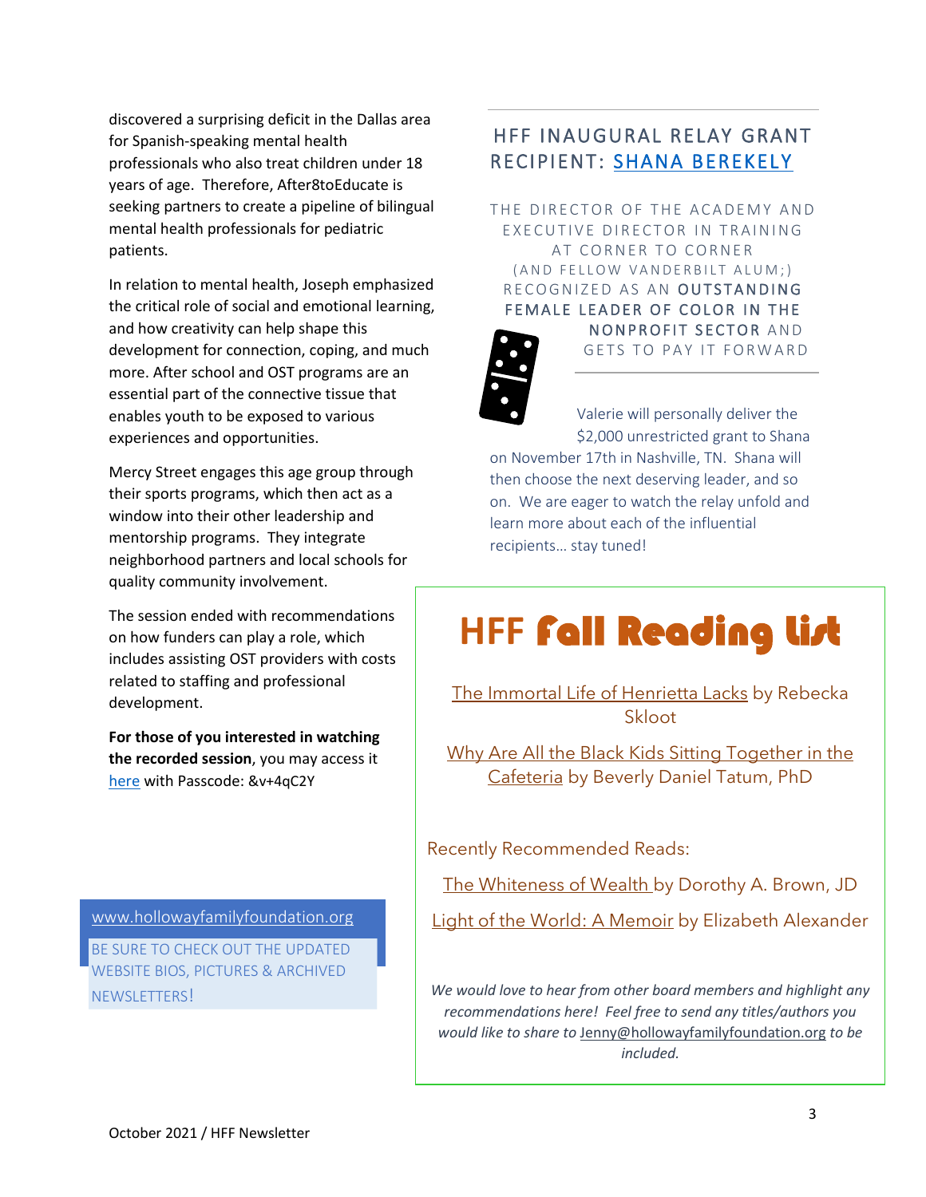discovered a surprising deficit in the Dallas area for Spanish-speaking mental health professionals who also treat children under 18 years of age. Therefore, After8toEducate is seeking partners to create a pipeline of bilingual mental health professionals for pediatric patients.

In relation to mental health, Joseph emphasized the critical role of social and emotional learning, and how creativity can help shape this development for connection, coping, and much more. After school and OST programs are an essential part of the connective tissue that enables youth to be exposed to various experiences and opportunities.

Mercy Street engages this age group through their sports programs, which then act as a window into their other leadership and mentorship programs. They integrate neighborhood partners and local schools for quality community involvement.

The session ended with recommendations on how funders can play a role, which includes assisting OST providers with costs related to staffing and professional development.

**For those of you interested in watching the recorded session**, you may access it here with Passcode: &v+4qC2Y

www.hollowayfamilyfoundation.org

BE SURE TO CHECK OUT THE UPDATED WEBSITE BIOS, PICTURES & ARCHIVED NEWSLETTERS!

## HFF INAUGURAL RELAY GRANT RECIPIENT: SHANA BEREKELY

THE DIRECTOR OF THE ACADEMY AND EXECUTIVE DIRECTOR IN TRAINING AT CORNER TO CORNER (AND FELLOW VANDERBILT ALUM;) RECOGNIZED AS AN **OUTSTANDING FEMALE LEADER OF COLOR IN THE NONPROFIT SECTOR** AND GETS TO PAY IT FORWARD

Valerie will personally deliver the $2,000 unrestricted grant to Shana on November 17th in Nashville, TN. Shana will then choose the next deserving leader, and so on. We are eager to watch the relay unfold and learn more about each of the influential recipients… stay tuned!

## HFF Fall Reading List

The Immortal Life of Henrietta Lacks by Rebecka Skloot

Why Are All the Black Kids Sitting Together in the Cafeteria by Beverly Daniel Tatum, PhD

Recently Recommended Reads:

The Whiteness of Wealth by Dorothy A. Brown, JD

Light of the World: A Memoir by Elizabeth Alexander

*We would love to hear from other board members and highlight any recommendations here! Feel free to send any titles/authors you would like to share to* Jenny@hollowayfamilyfoundation.org *to be included.*